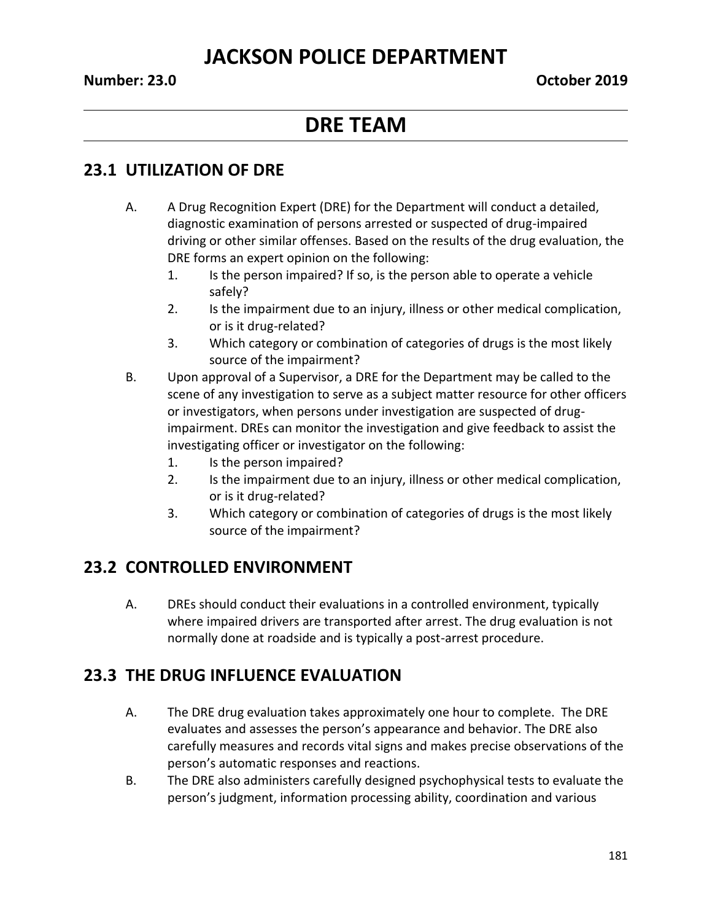# JACKSON POLICE DEPARTMENT

**Number: 23.0** **October 2019**

# DRE TEAM

## 23.1 UTILIZATION OF DRE

A. A Drug Recognition Expert (DRE) for the Department will conduct a detailed, diagnostic examination of persons arrested or suspected of drug-impaired driving or other similar offenses. Based on the results of the drug evaluation, the DRE forms an expert opinion on the following:
   1. Is the person impaired? If so, is the person able to operate a vehicle safely?
   2. Is the impairment due to an injury, illness or other medical complication, or is it drug-related?
   3. Which category or combination of categories of drugs is the most likely source of the impairment?

B. Upon approval of a Supervisor, a DRE for the Department may be called to the scene of any investigation to serve as a subject matter resource for other officers or investigators, when persons under investigation are suspected of drug-impairment. DREs can monitor the investigation and give feedback to assist the investigating officer or investigator on the following:
   1. Is the person impaired?
   2. Is the impairment due to an injury, illness or other medical complication, or is it drug-related?
   3. Which category or combination of categories of drugs is the most likely source of the impairment?

## 23.2 CONTROLLED ENVIRONMENT

A. DREs should conduct their evaluations in a controlled environment, typically where impaired drivers are transported after arrest. The drug evaluation is not normally done at roadside and is typically a post-arrest procedure.

## 23.3 THE DRUG INFLUENCE EVALUATION

A. The DRE drug evaluation takes approximately one hour to complete. The DRE evaluates and assesses the person's appearance and behavior. The DRE also carefully measures and records vital signs and makes precise observations of the person's automatic responses and reactions.

B. The DRE also administers carefully designed psychophysical tests to evaluate the person's judgment, information processing ability, coordination and various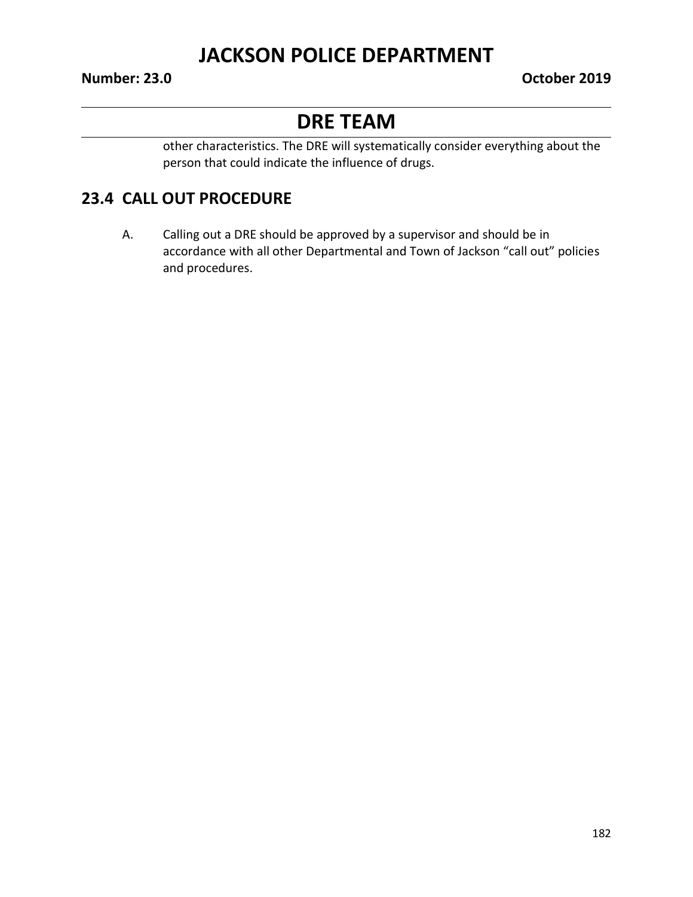other characteristics. The DRE will systematically consider everything about the person that could indicate the influence of drugs.

## 23.4 CALL OUT PROCEDURE

A. Calling out a DRE should be approved by a supervisor and should be in accordance with all other Departmental and Town of Jackson "call out" policies and procedures.